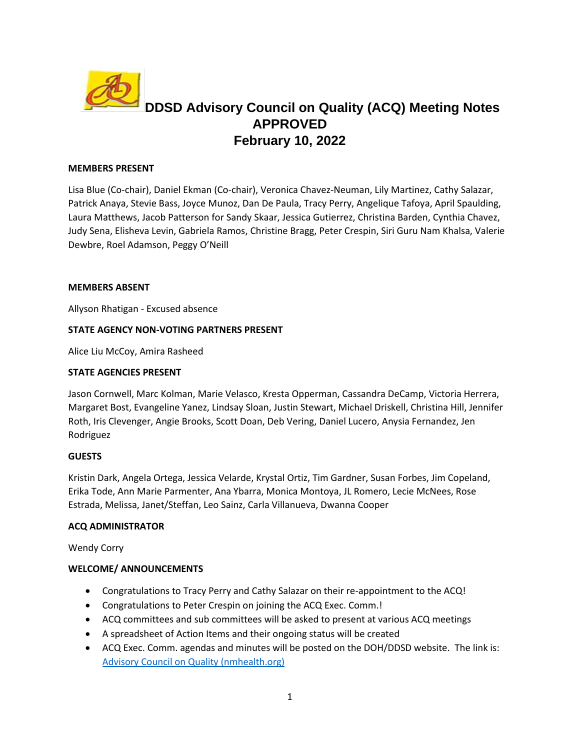# DDSD Advisory Council on Quality (ACQ) Meeting Notes APPROVED February 10, 2022

**MEMBERS PRESENT**

Lisa Blue (Co-chair), Daniel Ekman (Co-chair), Veronica Chavez-Neuman, Lily Martinez, Cathy Salazar, Patrick Anaya, Stevie Bass, Joyce Munoz, Dan De Paula, Tracy Perry, Angelique Tafoya, April Spaulding, Laura Matthews, Jacob Patterson for Sandy Skaar, Jessica Gutierrez, Christina Barden, Cynthia Chavez, Judy Sena, Elisheva Levin, Gabriela Ramos, Christine Bragg, Peter Crespin, Siri Guru Nam Khalsa, Valerie Dewbre, Roel Adamson, Peggy O'Neill

**MEMBERS ABSENT**

Allyson Rhatigan - Excused absence

**STATE AGENCY NON-VOTING PARTNERS PRESENT**

Alice Liu McCoy, Amira Rasheed

**STATE AGENCIES PRESENT**

Jason Cornwell, Marc Kolman, Marie Velasco, Kresta Opperman, Cassandra DeCamp, Victoria Herrera, Margaret Bost, Evangeline Yanez, Lindsay Sloan, Justin Stewart, Michael Driskell, Christina Hill, Jennifer Roth, Iris Clevenger, Angie Brooks, Scott Doan, Deb Vering, Daniel Lucero, Anysia Fernandez, Jen Rodriguez

**GUESTS**

Kristin Dark, Angela Ortega, Jessica Velarde, Krystal Ortiz, Tim Gardner, Susan Forbes, Jim Copeland, Erika Tode, Ann Marie Parmenter, Ana Ybarra, Monica Montoya, JL Romero, Lecie McNees, Rose Estrada, Melissa, Janet/Steffan, Leo Sainz, Carla Villanueva, Dwanna Cooper

**ACQ ADMINISTRATOR**

Wendy Corry

**WELCOME/ ANNOUNCEMENTS**

- Congratulations to Tracy Perry and Cathy Salazar on their re-appointment to the ACQ!
- Congratulations to Peter Crespin on joining the ACQ Exec. Comm.!
- ACQ committees and sub committees will be asked to present at various ACQ meetings
- A spreadsheet of Action Items and their ongoing status will be created
- ACQ Exec. Comm. agendas and minutes will be posted on the DOH/DDSD website. The link is: [Advisory Council on Quality (nmhealth.org)](https://nmhealth.org)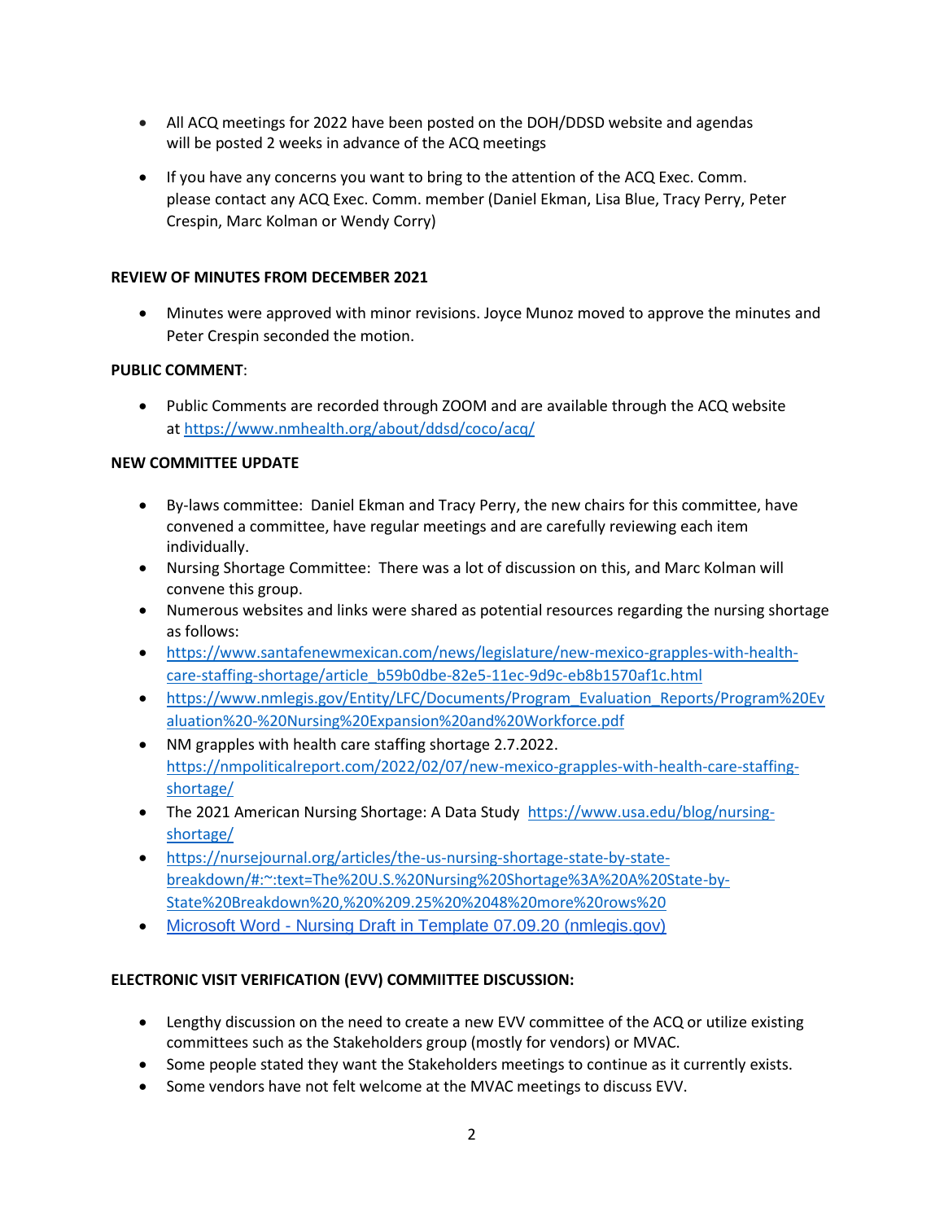- All ACQ meetings for 2022 have been posted on the DOH/DDSD website and agendas will be posted 2 weeks in advance of the ACQ meetings

- If you have any concerns you want to bring to the attention of the ACQ Exec. Comm. please contact any ACQ Exec. Comm. member (Daniel Ekman, Lisa Blue, Tracy Perry, Peter Crespin, Marc Kolman or Wendy Corry)

**REVIEW OF MINUTES FROM DECEMBER 2021**

- Minutes were approved with minor revisions. Joyce Munoz moved to approve the minutes and Peter Crespin seconded the motion.

**PUBLIC COMMENT**:

- Public Comments are recorded through ZOOM and are available through the ACQ website at https://www.nmhealth.org/about/ddsd/coco/acq/

**NEW COMMITTEE UPDATE**

- By-laws committee: Daniel Ekman and Tracy Perry, the new chairs for this committee, have convened a committee, have regular meetings and are carefully reviewing each item individually.
- Nursing Shortage Committee: There was a lot of discussion on this, and Marc Kolman will convene this group.
- Numerous websites and links were shared as potential resources regarding the nursing shortage as follows:
- https://www.santafenewmexican.com/news/legislature/new-mexico-grapples-with-health-care-staffing-shortage/article_b59b0dbe-82e5-11ec-9d9c-eb8b1570af1c.html
- https://www.nmlegis.gov/Entity/LFC/Documents/Program_Evaluation_Reports/Program%20Evaluation%20-%20Nursing%20Expansion%20and%20Workforce.pdf
- NM grapples with health care staffing shortage 2.7.2022. https://nmpoliticalreport.com/2022/02/07/new-mexico-grapples-with-health-care-staffing-shortage/
- The 2021 American Nursing Shortage: A Data Study https://www.usa.edu/blog/nursing-shortage/
- https://nursejournal.org/articles/the-us-nursing-shortage-state-by-state-breakdown/#:~:text=The%20U.S.%20Nursing%20Shortage%3A%20A%20State-by-State%20Breakdown%20,%20%209.25%20%2048%20more%20rows%20
- Microsoft Word - Nursing Draft in Template 07.09.20 (nmlegis.gov)

**ELECTRONIC VISIT VERIFICATION (EVV) COMMIITTEE DISCUSSION:**

- Lengthy discussion on the need to create a new EVV committee of the ACQ or utilize existing committees such as the Stakeholders group (mostly for vendors) or MVAC.
- Some people stated they want the Stakeholders meetings to continue as it currently exists.
- Some vendors have not felt welcome at the MVAC meetings to discuss EVV.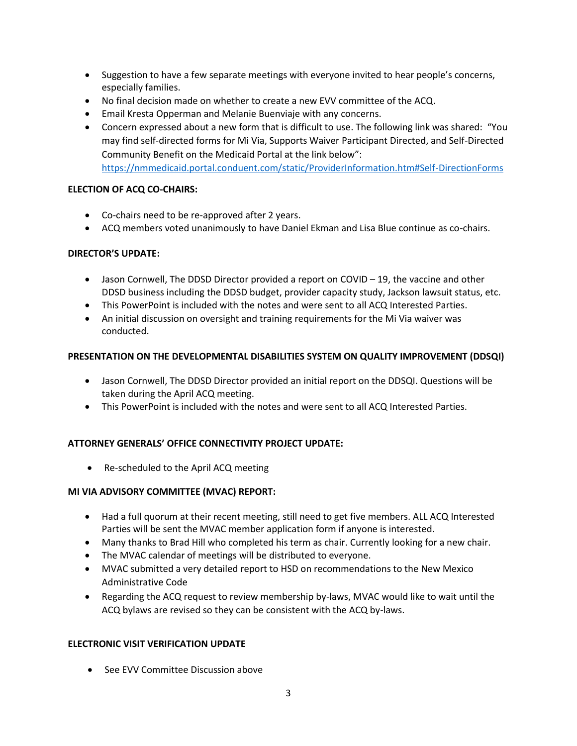- Suggestion to have a few separate meetings with everyone invited to hear people's concerns, especially families.
- No final decision made on whether to create a new EVV committee of the ACQ.
- Email Kresta Opperman and Melanie Buenviaje with any concerns.
- Concern expressed about a new form that is difficult to use. The following link was shared: "You may find self-directed forms for Mi Via, Supports Waiver Participant Directed, and Self-Directed Community Benefit on the Medicaid Portal at the link below": https://nmmedicaid.portal.conduent.com/static/ProviderInformation.htm#Self-DirectionForms

**ELECTION OF ACQ CO-CHAIRS:**

- Co-chairs need to be re-approved after 2 years.
- ACQ members voted unanimously to have Daniel Ekman and Lisa Blue continue as co-chairs.

**DIRECTOR'S UPDATE:**

- Jason Cornwell, The DDSD Director provided a report on COVID – 19, the vaccine and other DDSD business including the DDSD budget, provider capacity study, Jackson lawsuit status, etc.
- This PowerPoint is included with the notes and were sent to all ACQ Interested Parties.
- An initial discussion on oversight and training requirements for the Mi Via waiver was conducted.

**PRESENTATION ON THE DEVELOPMENTAL DISABILITIES SYSTEM ON QUALITY IMPROVEMENT (DDSQI)**

- Jason Cornwell, The DDSD Director provided an initial report on the DDSQI. Questions will be taken during the April ACQ meeting.
- This PowerPoint is included with the notes and were sent to all ACQ Interested Parties.

**ATTORNEY GENERALS' OFFICE CONNECTIVITY PROJECT UPDATE:**

- Re-scheduled to the April ACQ meeting

**MI VIA ADVISORY COMMITTEE (MVAC) REPORT:**

- Had a full quorum at their recent meeting, still need to get five members. ALL ACQ Interested Parties will be sent the MVAC member application form if anyone is interested.
- Many thanks to Brad Hill who completed his term as chair. Currently looking for a new chair.
- The MVAC calendar of meetings will be distributed to everyone.
- MVAC submitted a very detailed report to HSD on recommendations to the New Mexico Administrative Code
- Regarding the ACQ request to review membership by-laws, MVAC would like to wait until the ACQ bylaws are revised so they can be consistent with the ACQ by-laws.

**ELECTRONIC VISIT VERIFICATION UPDATE**

- See EVV Committee Discussion above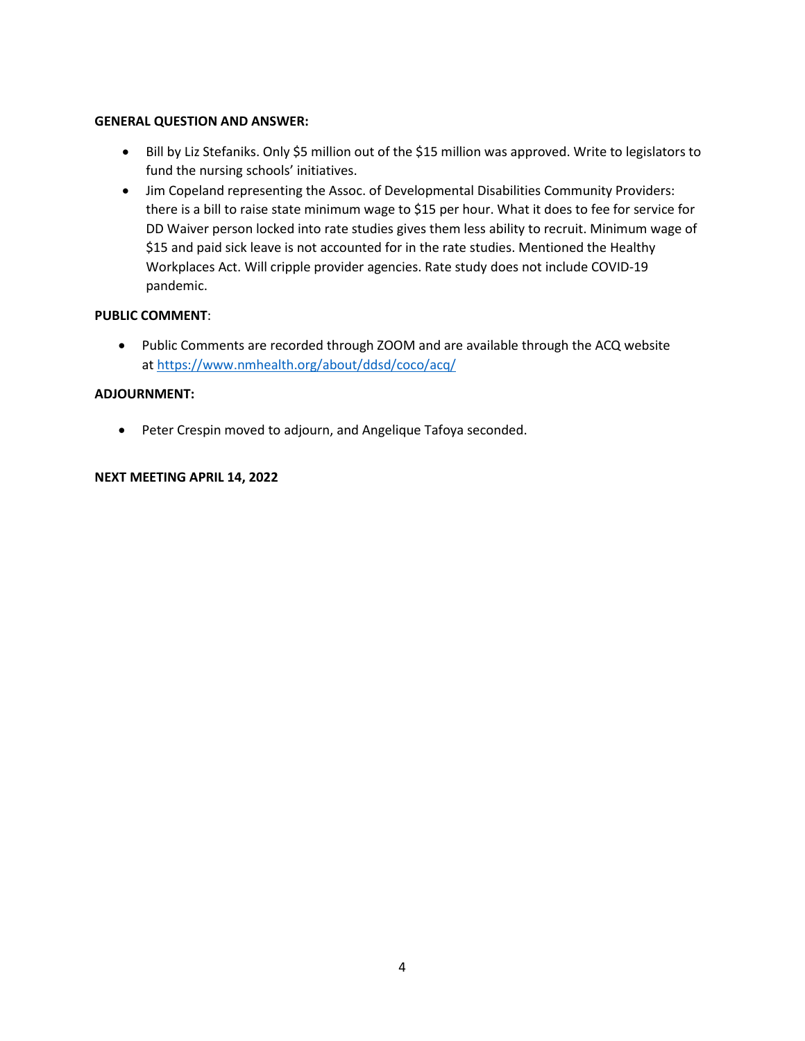**GENERAL QUESTION AND ANSWER:**

- Bill by Liz Stefaniks. Only $5 million out of the $15 million was approved. Write to legislators to fund the nursing schools' initiatives.
- Jim Copeland representing the Assoc. of Developmental Disabilities Community Providers: there is a bill to raise state minimum wage to $15 per hour. What it does to fee for service for DD Waiver person locked into rate studies gives them less ability to recruit. Minimum wage of $15 and paid sick leave is not accounted for in the rate studies. Mentioned the Healthy Workplaces Act. Will cripple provider agencies. Rate study does not include COVID-19 pandemic.

**PUBLIC COMMENT**:

- Public Comments are recorded through ZOOM and are available through the ACQ website at https://www.nmhealth.org/about/ddsd/coco/acq/

**ADJOURNMENT:**

- Peter Crespin moved to adjourn, and Angelique Tafoya seconded.

**NEXT MEETING APRIL 14, 2022**